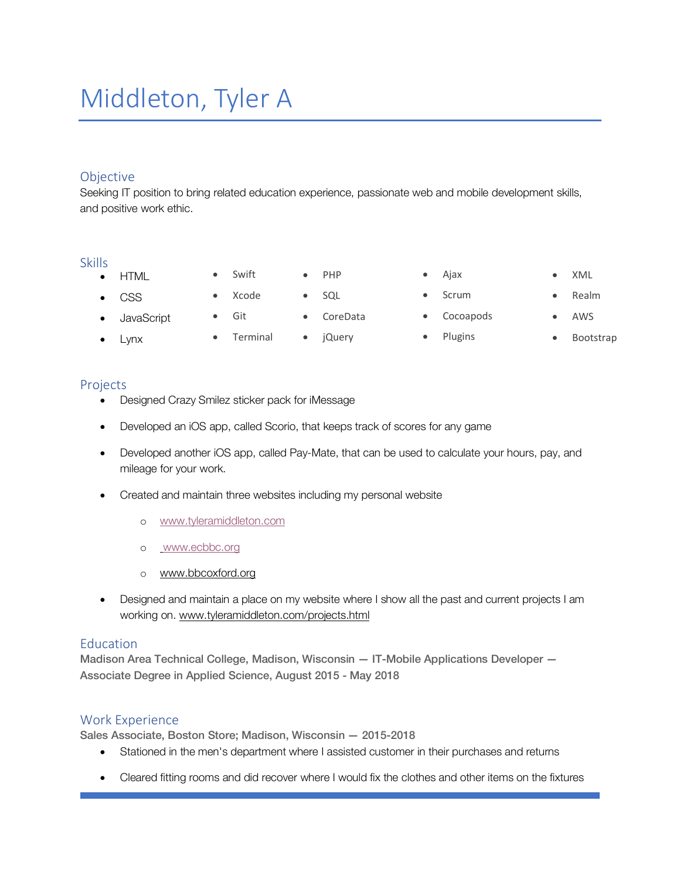# Middleton, Tyler A

## Objective

Seeking IT position to bring related education experience, passionate web and mobile development skills, and positive work ethic.

## Skills

- HTML
- CSS
- JavaScript
- Lynx
- Swift
- Xcode
- Git
- Terminal
- PHP
- SQL
- CoreData
- jQuery
- Ajax
- Scrum
- Cocoapods
- Plugins
- XML
- Realm
- AWS
- Bootstrap

## Projects

- Designed Crazy Smilez sticker pack for iMessage
- Developed an iOS app, called Scorio, that keeps track of scores for any game
- Developed another iOS app, called Pay-Mate, that can be used to calculate your hours, pay, and mileage for your work.
- Created and maintain three websites including my personal website
    - www.tyleramiddleton.com
    - www.ecbbc.org
    - www.bbcoxford.org
- Designed and maintain a place on my website where I show all the past and current projects I am working on. www.tyleramiddleton.com/projects.html

## Education

**Madison Area Technical College, Madison, Wisconsin — IT-Mobile Applications Developer — Associate Degree in Applied Science, August 2015 - May 2018**

## Work Experience

**Sales Associate, Boston Store; Madison, Wisconsin — 2015-2018**

- Stationed in the men's department where I assisted customer in their purchases and returns
- Cleared fitting rooms and did recover where I would fix the clothes and other items on the fixtures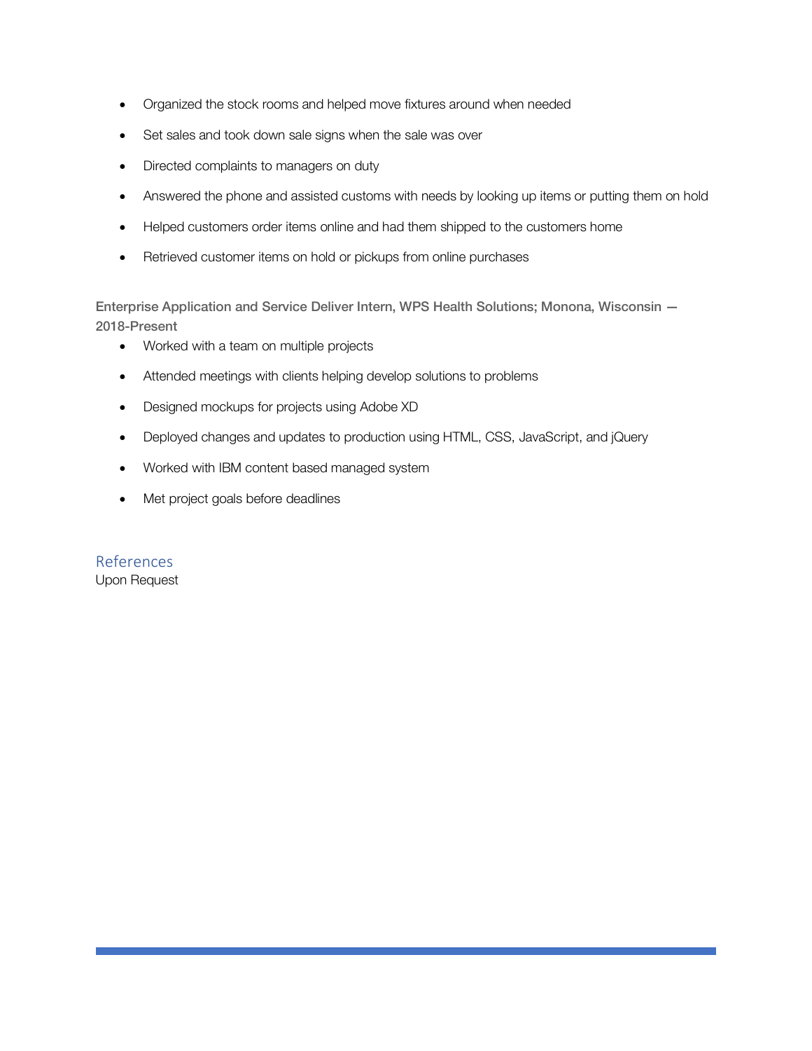- Organized the stock rooms and helped move fixtures around when needed
- Set sales and took down sale signs when the sale was over
- Directed complaints to managers on duty
- Answered the phone and assisted customs with needs by looking up items or putting them on hold
- Helped customers order items online and had them shipped to the customers home
- Retrieved customer items on hold or pickups from online purchases

**Enterprise Application and Service Deliver Intern, WPS Health Solutions; Monona, Wisconsin — 2018-Present**

- Worked with a team on multiple projects
- Attended meetings with clients helping develop solutions to problems
- Designed mockups for projects using Adobe XD
- Deployed changes and updates to production using HTML, CSS, JavaScript, and jQuery
- Worked with IBM content based managed system
- Met project goals before deadlines

## References

Upon Request